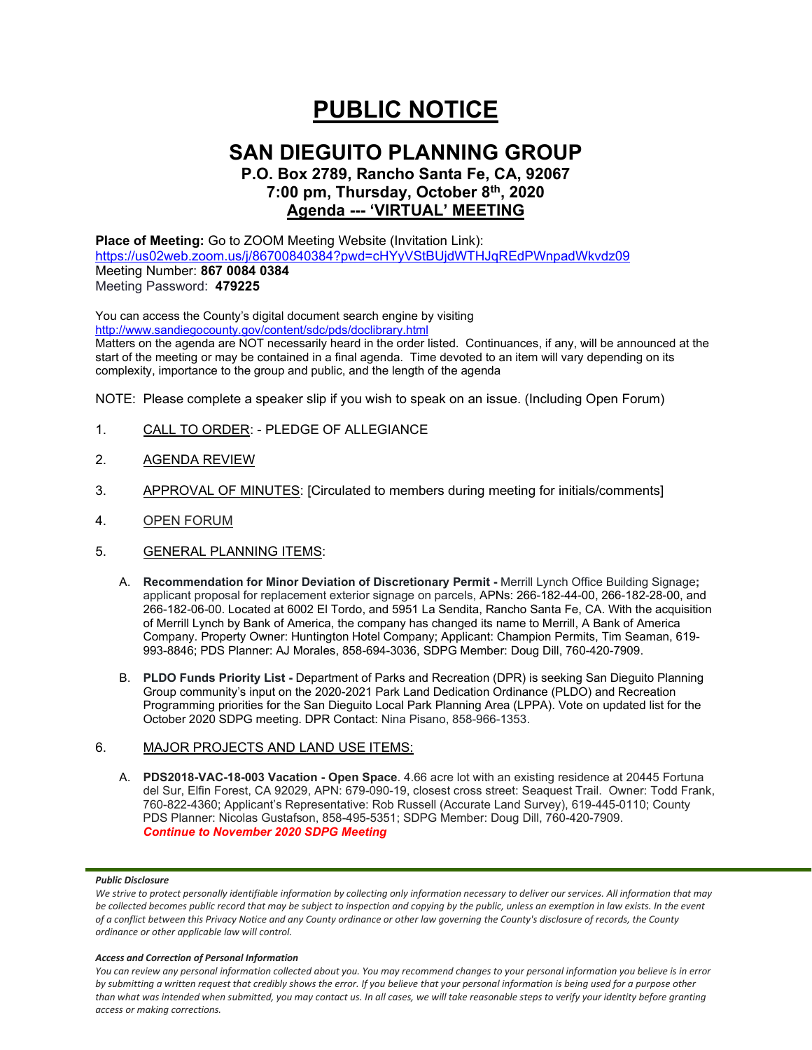# PUBLIC NOTICE

## SAN DIEGUITO PLANNING GROUP

### P.O. Box 2789, Rancho Santa Fe, CA, 92067
### 7:00 pm, Thursday, October 8th, 2020
### Agenda --- 'VIRTUAL' MEETING

**Place of Meeting:** Go to ZOOM Meeting Website (Invitation Link):
https://us02web.zoom.us/j/86700840384?pwd=cHYyVStBUjdWTHJqREdPWnpadWkvdz09
Meeting Number: **867 0084 0384**
Meeting Password: **479225**

You can access the County's digital document search engine by visiting
http://www.sandiegocounty.gov/content/sdc/pds/doclibrary.html
Matters on the agenda are NOT necessarily heard in the order listed. Continuances, if any, will be announced at the start of the meeting or may be contained in a final agenda. Time devoted to an item will vary depending on its complexity, importance to the group and public, and the length of the agenda

NOTE: Please complete a speaker slip if you wish to speak on an issue. (Including Open Forum)

1. CALL TO ORDER: - PLEDGE OF ALLEGIANCE

2. AGENDA REVIEW

3. APPROVAL OF MINUTES: [Circulated to members during meeting for initials/comments]

4. OPEN FORUM

5. GENERAL PLANNING ITEMS:

   A. **Recommendation for Minor Deviation of Discretionary Permit -** Merrill Lynch Office Building Signage**;** applicant proposal for replacement exterior signage on parcels, APNs: 266-182-44-00, 266-182-28-00, and 266-182-06-00. Located at 6002 El Tordo, and 5951 La Sendita, Rancho Santa Fe, CA. With the acquisition of Merrill Lynch by Bank of America, the company has changed its name to Merrill, A Bank of America Company. Property Owner: Huntington Hotel Company; Applicant: Champion Permits, Tim Seaman, 619-993-8846; PDS Planner: AJ Morales, 858-694-3036, SDPG Member: Doug Dill, 760-420-7909.

   B. **PLDO Funds Priority List -** Department of Parks and Recreation (DPR) is seeking San Dieguito Planning Group community's input on the 2020-2021 Park Land Dedication Ordinance (PLDO) and Recreation Programming priorities for the San Dieguito Local Park Planning Area (LPPA). Vote on updated list for the October 2020 SDPG meeting. DPR Contact: Nina Pisano, 858-966-1353.

6. MAJOR PROJECTS AND LAND USE ITEMS:

   A. **PDS2018-VAC-18-003 Vacation - Open Space**. 4.66 acre lot with an existing residence at 20445 Fortuna del Sur, Elfin Forest, CA 92029, APN: 679-090-19, closest cross street: Seaquest Trail. Owner: Todd Frank, 760-822-4360; Applicant's Representative: Rob Russell (Accurate Land Survey), 619-445-0110; County PDS Planner: Nicolas Gustafson, 858-495-5351; SDPG Member: Doug Dill, 760-420-7909.
   ***Continue to November 2020 SDPG Meeting***

***Public Disclosure***

*We strive to protect personally identifiable information by collecting only information necessary to deliver our services. All information that may be collected becomes public record that may be subject to inspection and copying by the public, unless an exemption in law exists. In the event of a conflict between this Privacy Notice and any County ordinance or other law governing the County's disclosure of records, the County ordinance or other applicable law will control.*

***Access and Correction of Personal Information***

*You can review any personal information collected about you. You may recommend changes to your personal information you believe is in error by submitting a written request that credibly shows the error. If you believe that your personal information is being used for a purpose other than what was intended when submitted, you may contact us. In all cases, we will take reasonable steps to verify your identity before granting access or making corrections.*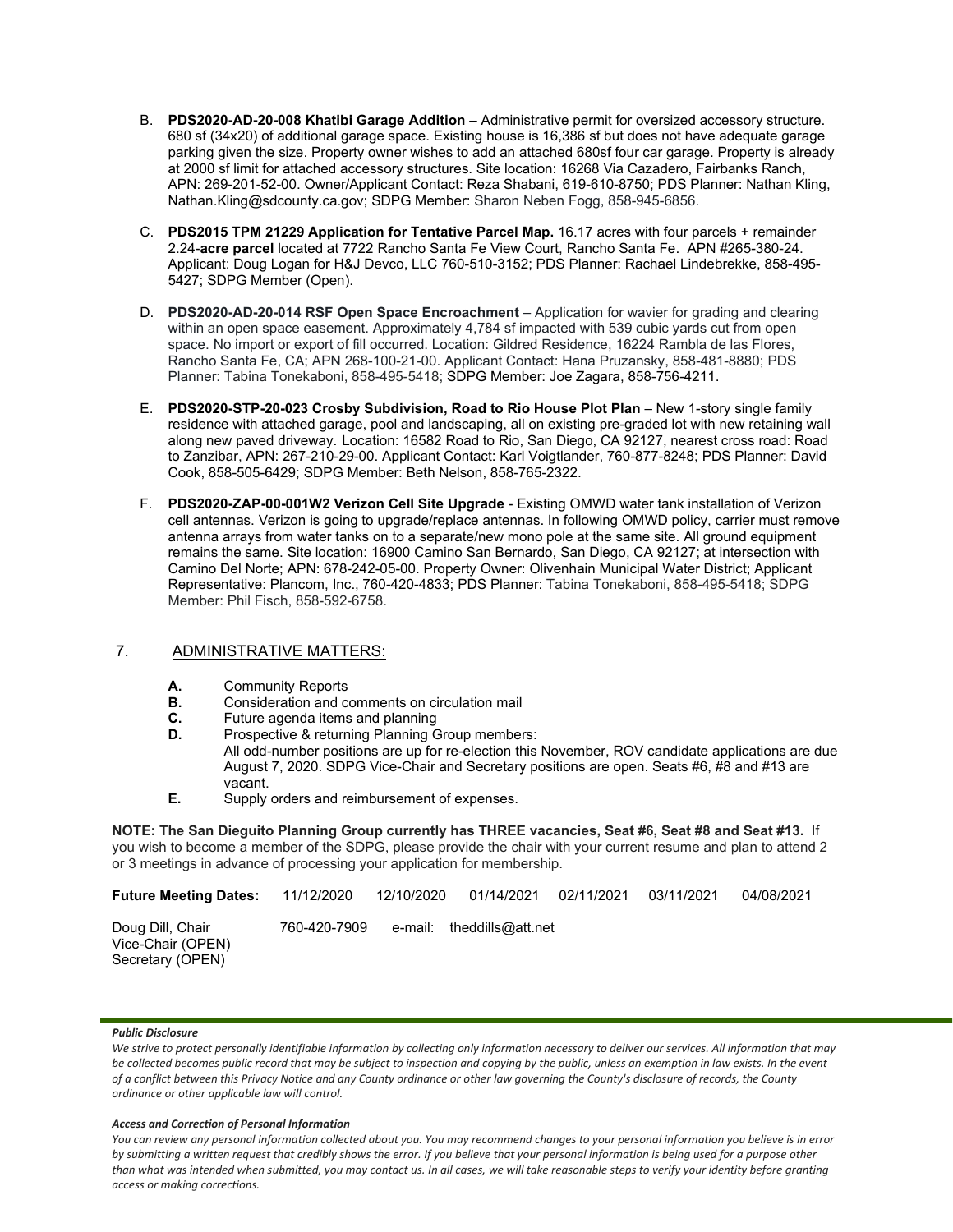B. **PDS2020-AD-20-008 Khatibi Garage Addition** – Administrative permit for oversized accessory structure. 680 sf (34x20) of additional garage space. Existing house is 16,386 sf but does not have adequate garage parking given the size. Property owner wishes to add an attached 680sf four car garage. Property is already at 2000 sf limit for attached accessory structures. Site location: 16268 Via Cazadero, Fairbanks Ranch, APN: 269-201-52-00. Owner/Applicant Contact: Reza Shabani, 619-610-8750; PDS Planner: Nathan Kling, Nathan.Kling@sdcounty.ca.gov; SDPG Member: Sharon Neben Fogg, 858-945-6856.

C. **PDS2015 TPM 21229 Application for Tentative Parcel Map.** 16.17 acres with four parcels + remainder 2.24-**acre parcel** located at 7722 Rancho Santa Fe View Court, Rancho Santa Fe. APN #265-380-24. Applicant: Doug Logan for H&J Devco, LLC 760-510-3152; PDS Planner: Rachael Lindebrekke, 858-495-5427; SDPG Member (Open).

D. **PDS2020-AD-20-014 RSF Open Space Encroachment** – Application for wavier for grading and clearing within an open space easement. Approximately 4,784 sf impacted with 539 cubic yards cut from open space. No import or export of fill occurred. Location: Gildred Residence, 16224 Rambla de las Flores, Rancho Santa Fe, CA; APN 268-100-21-00. Applicant Contact: Hana Pruzansky, 858-481-8880; PDS Planner: Tabina Tonekaboni, 858-495-5418; SDPG Member: Joe Zagara, 858-756-4211.

E. **PDS2020-STP-20-023 Crosby Subdivision, Road to Rio House Plot Plan** – New 1-story single family residence with attached garage, pool and landscaping, all on existing pre-graded lot with new retaining wall along new paved driveway. Location: 16582 Road to Rio, San Diego, CA 92127, nearest cross road: Road to Zanzibar, APN: 267-210-29-00. Applicant Contact: Karl Voigtlander, 760-877-8248; PDS Planner: David Cook, 858-505-6429; SDPG Member: Beth Nelson, 858-765-2322.

F. **PDS2020-ZAP-00-001W2 Verizon Cell Site Upgrade** - Existing OMWD water tank installation of Verizon cell antennas. Verizon is going to upgrade/replace antennas. In following OMWD policy, carrier must remove antenna arrays from water tanks on to a separate/new mono pole at the same site. All ground equipment remains the same. Site location: 16900 Camino San Bernardo, San Diego, CA 92127; at intersection with Camino Del Norte; APN: 678-242-05-00. Property Owner: Olivenhain Municipal Water District; Applicant Representative: Plancom, Inc., 760-420-4833; PDS Planner: Tabina Tonekaboni, 858-495-5418; SDPG Member: Phil Fisch, 858-592-6758.

## 7. ADMINISTRATIVE MATTERS:

**A.** Community Reports
**B.** Consideration and comments on circulation mail
**C.** Future agenda items and planning
**D.** Prospective & returning Planning Group members:
All odd-number positions are up for re-election this November, ROV candidate applications are due August 7, 2020. SDPG Vice-Chair and Secretary positions are open. Seats #6, #8 and #13 are vacant.
**E.** Supply orders and reimbursement of expenses.

**NOTE: The San Dieguito Planning Group currently has THREE vacancies, Seat #6, Seat #8 and Seat #13.** If you wish to become a member of the SDPG, please provide the chair with your current resume and plan to attend 2 or 3 meetings in advance of processing your application for membership.

**Future Meeting Dates:** 11/12/2020 12/10/2020 01/14/2021 02/11/2021 03/11/2021 04/08/2021

Doug Dill, Chair 760-420-7909 e-mail: theddills@att.net
Vice-Chair (OPEN)
Secretary (OPEN)

***Public Disclosure***

*We strive to protect personally identifiable information by collecting only information necessary to deliver our services. All information that may be collected becomes public record that may be subject to inspection and copying by the public, unless an exemption in law exists. In the event of a conflict between this Privacy Notice and any County ordinance or other law governing the County's disclosure of records, the County ordinance or other applicable law will control.*

***Access and Correction of Personal Information***

*You can review any personal information collected about you. You may recommend changes to your personal information you believe is in error by submitting a written request that credibly shows the error. If you believe that your personal information is being used for a purpose other than what was intended when submitted, you may contact us. In all cases, we will take reasonable steps to verify your identity before granting access or making corrections.*